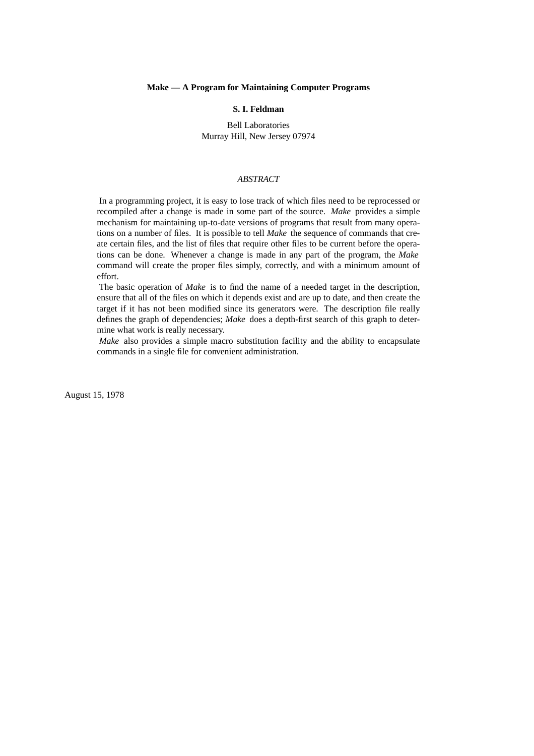# Make — A Program for Maintaining Computer Programs

**S. I. Feldman**

Bell Laboratories
Murray Hill, New Jersey 07974

*ABSTRACT*

In a programming project, it is easy to lose track of which files need to be reprocessed or recompiled after a change is made in some part of the source. *Make* provides a simple mechanism for maintaining up-to-date versions of programs that result from many operations on a number of files. It is possible to tell *Make* the sequence of commands that create certain files, and the list of files that require other files to be current before the operations can be done. Whenever a change is made in any part of the program, the *Make* command will create the proper files simply, correctly, and with a minimum amount of effort.

The basic operation of *Make* is to find the name of a needed target in the description, ensure that all of the files on which it depends exist and are up to date, and then create the target if it has not been modified since its generators were. The description file really defines the graph of dependencies; *Make* does a depth-first search of this graph to determine what work is really necessary.

*Make* also provides a simple macro substitution facility and the ability to encapsulate commands in a single file for convenient administration.

August 15, 1978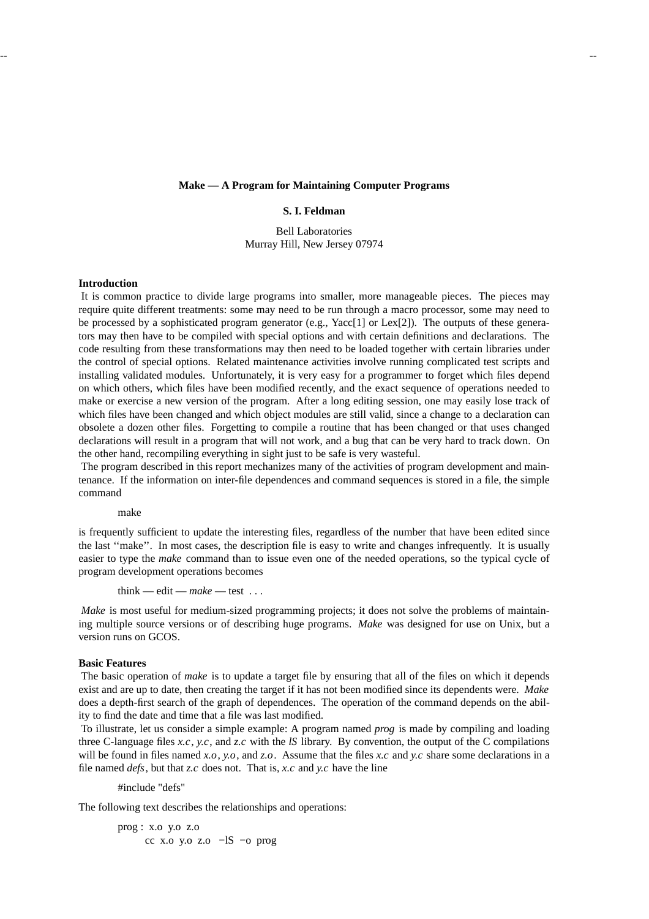**Make — A Program for Maintaining Computer Programs**

**S. I. Feldman**

Bell Laboratories
Murray Hill, New Jersey 07974

**Introduction**

It is common practice to divide large programs into smaller, more manageable pieces. The pieces may require quite different treatments: some may need to be run through a macro processor, some may need to be processed by a sophisticated program generator (e.g., Yacc[1] or Lex[2]). The outputs of these generators may then have to be compiled with special options and with certain definitions and declarations. The code resulting from these transformations may then need to be loaded together with certain libraries under the control of special options. Related maintenance activities involve running complicated test scripts and installing validated modules. Unfortunately, it is very easy for a programmer to forget which files depend on which others, which files have been modified recently, and the exact sequence of operations needed to make or exercise a new version of the program. After a long editing session, one may easily lose track of which files have been changed and which object modules are still valid, since a change to a declaration can obsolete a dozen other files. Forgetting to compile a routine that has been changed or that uses changed declarations will result in a program that will not work, and a bug that can be very hard to track down. On the other hand, recompiling everything in sight just to be safe is very wasteful.

The program described in this report mechanizes many of the activities of program development and maintenance. If the information on inter-file dependences and command sequences is stored in a file, the simple command

```
make
```

is frequently sufficient to update the interesting files, regardless of the number that have been edited since the last ''make''. In most cases, the description file is easy to write and changes infrequently. It is usually easier to type the *make* command than to issue even one of the needed operations, so the typical cycle of program development operations becomes

think — edit — *make* — test . . .

*Make* is most useful for medium-sized programming projects; it does not solve the problems of maintaining multiple source versions or of describing huge programs. *Make* was designed for use on Unix, but a version runs on GCOS.

**Basic Features**

The basic operation of *make* is to update a target file by ensuring that all of the files on which it depends exist and are up to date, then creating the target if it has not been modified since its dependents were. *Make* does a depth-first search of the graph of dependences. The operation of the command depends on the ability to find the date and time that a file was last modified.

To illustrate, let us consider a simple example: A program named *prog* is made by compiling and loading three C-language files *x.c*, *y.c*, and *z.c* with the *lS* library. By convention, the output of the C compilations will be found in files named *x.o*, *y.o*, and *z.o*. Assume that the files *x.c* and *y.c* share some declarations in a file named *defs*, but that *z.c* does not. That is, *x.c* and *y.c* have the line

```
#include "defs"
```

The following text describes the relationships and operations:

```
prog : x.o y.o z.o
	cc x.o y.o z.o −lS −o prog
```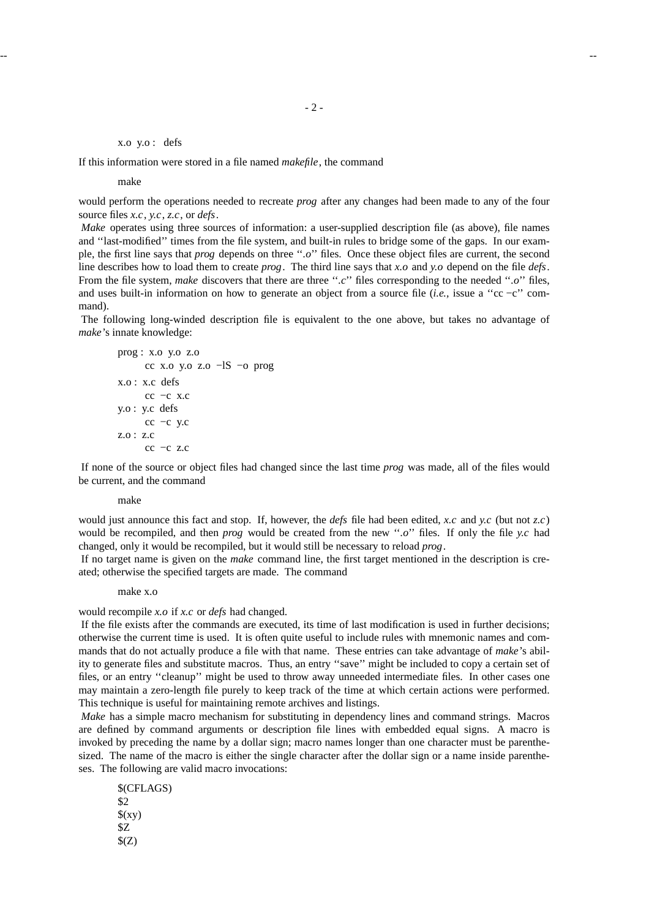```
x.o y.o : defs
```

If this information were stored in a file named *makefile*, the command

```
make
```

would perform the operations needed to recreate *prog* after any changes had been made to any of the four source files *x.c*, *y.c*, *z.c*, or *defs*.

*Make* operates using three sources of information: a user-supplied description file (as above), file names and ''last-modified'' times from the file system, and built-in rules to bridge some of the gaps. In our example, the first line says that *prog* depends on three ''*.o*'' files. Once these object files are current, the second line describes how to load them to create *prog*. The third line says that *x.o* and *y.o* depend on the file *defs*. From the file system, *make* discovers that there are three ''*.c*'' files corresponding to the needed ''*.o*'' files, and uses built-in information on how to generate an object from a source file (*i.e.*, issue a ''cc −c'' command).

The following long-winded description file is equivalent to the one above, but takes no advantage of *make*'s innate knowledge:

```
prog : x.o y.o z.o
       cc x.o y.o z.o −lS −o prog
x.o : x.c defs
       cc −c x.c
y.o : y.c defs
       cc −c y.c
z.o : z.c
       cc −c z.c
```

If none of the source or object files had changed since the last time *prog* was made, all of the files would be current, and the command

```
make
```

would just announce this fact and stop. If, however, the *defs* file had been edited, *x.c* and *y.c* (but not *z.c*) would be recompiled, and then *prog* would be created from the new ''*.o*'' files. If only the file *y.c* had changed, only it would be recompiled, but it would still be necessary to reload *prog*.

If no target name is given on the *make* command line, the first target mentioned in the description is created; otherwise the specified targets are made. The command

```
make x.o
```

would recompile *x.o* if *x.c* or *defs* had changed.

If the file exists after the commands are executed, its time of last modification is used in further decisions; otherwise the current time is used. It is often quite useful to include rules with mnemonic names and commands that do not actually produce a file with that name. These entries can take advantage of *make*'s ability to generate files and substitute macros. Thus, an entry ''save'' might be included to copy a certain set of files, or an entry ''cleanup'' might be used to throw away unneeded intermediate files. In other cases one may maintain a zero-length file purely to keep track of the time at which certain actions were performed. This technique is useful for maintaining remote archives and listings.

*Make* has a simple macro mechanism for substituting in dependency lines and command strings. Macros are defined by command arguments or description file lines with embedded equal signs. A macro is invoked by preceding the name by a dollar sign; macro names longer than one character must be parenthesized. The name of the macro is either the single character after the dollar sign or a name inside parentheses. The following are valid macro invocations:

```
$(CFLAGS)
$2
$(xy)
$Z
$(Z)
```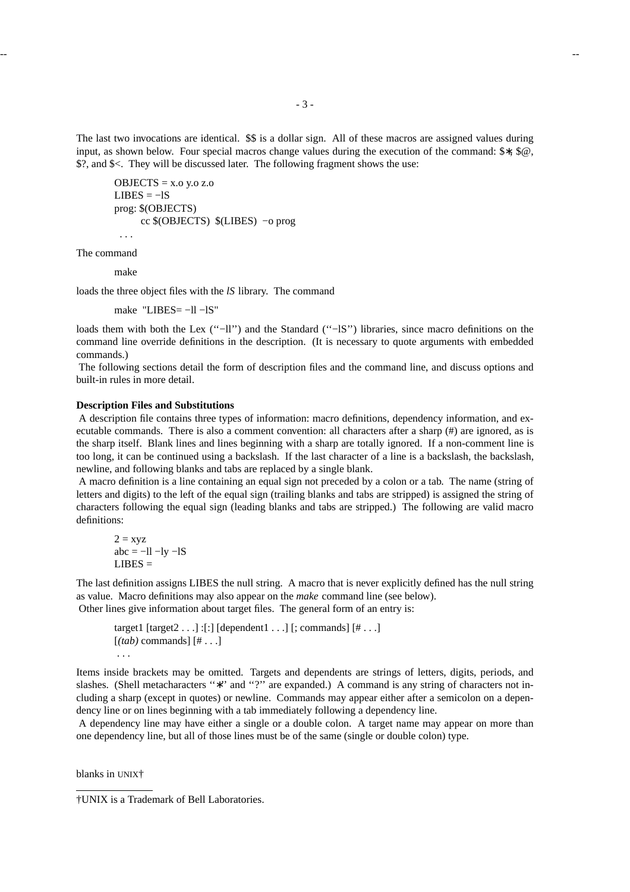The last two invocations are identical. $$ is a dollar sign. All of these macros are assigned values during input, as shown below. Four special macros change values during the execution of the command: $∗, $@, $?, and $<. They will be discussed later. The following fragment shows the use:

```
OBJECTS = x.o y.o z.o
LIBES = −lS
prog: $(OBJECTS)
        cc $(OBJECTS)  $(LIBES)  −o prog
 . . .
```

The command

```
make
```

loads the three object files with the *lS* library. The command

```
make  "LIBES= −ll −lS"
```

loads them with both the Lex (''−ll'') and the Standard (''−lS'') libraries, since macro definitions on the command line override definitions in the description. (It is necessary to quote arguments with embedded commands.)

The following sections detail the form of description files and the command line, and discuss options and built-in rules in more detail.

**Description Files and Substitutions**

A description file contains three types of information: macro definitions, dependency information, and executable commands. There is also a comment convention: all characters after a sharp (#) are ignored, as is the sharp itself. Blank lines and lines beginning with a sharp are totally ignored. If a non-comment line is too long, it can be continued using a backslash. If the last character of a line is a backslash, the backslash, newline, and following blanks and tabs are replaced by a single blank.

A macro definition is a line containing an equal sign not preceded by a colon or a tab. The name (string of letters and digits) to the left of the equal sign (trailing blanks and tabs are stripped) is assigned the string of characters following the equal sign (leading blanks and tabs are stripped.) The following are valid macro definitions:

```
2 = xyz
abc = −ll −ly −lS
LIBES =
```

The last definition assigns LIBES the null string. A macro that is never explicitly defined has the null string as value. Macro definitions may also appear on the *make* command line (see below).

Other lines give information about target files. The general form of an entry is:

```
target1 [target2 . . .] :[:] [dependent1 . . .] [; commands] [# . . .]
[(tab) commands] [# . . .]
 . . .
```

Items inside brackets may be omitted. Targets and dependents are strings of letters, digits, periods, and slashes. (Shell metacharacters ''∗'' and ''?'' are expanded.) A command is any string of characters not including a sharp (except in quotes) or newline. Commands may appear either after a semicolon on a dependency line or on lines beginning with a tab immediately following a dependency line.

A dependency line may have either a single or a double colon. A target name may appear on more than one dependency line, but all of those lines must be of the same (single or double colon) type.

blanks in UNIX†

---

†UNIX is a Trademark of Bell Laboratories.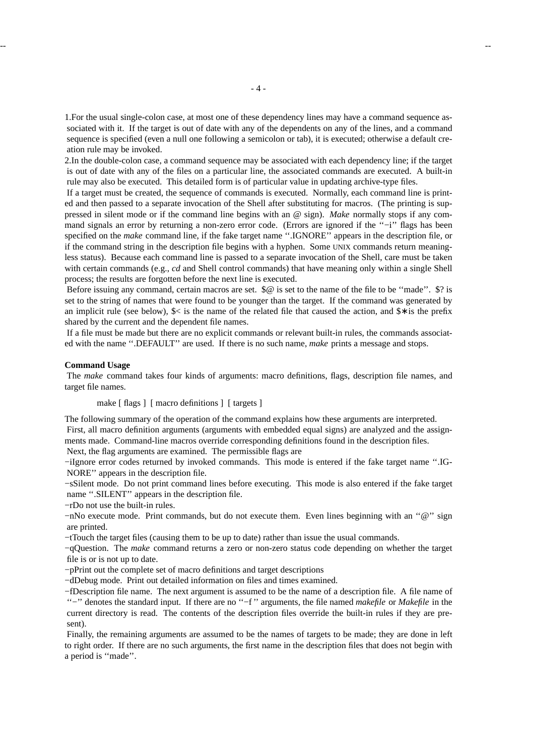1. For the usual single-colon case, at most one of these dependency lines may have a command sequence associated with it. If the target is out of date with any of the dependents on any of the lines, and a command sequence is specified (even a null one following a semicolon or tab), it is executed; otherwise a default creation rule may be invoked.
2. In the double-colon case, a command sequence may be associated with each dependency line; if the target is out of date with any of the files on a particular line, the associated commands are executed. A built-in rule may also be executed. This detailed form is of particular value in updating archive-type files.

If a target must be created, the sequence of commands is executed. Normally, each command line is printed and then passed to a separate invocation of the Shell after substituting for macros. (The printing is suppressed in silent mode or if the command line begins with an @ sign). *Make* normally stops if any command signals an error by returning a non-zero error code. (Errors are ignored if the ''−i'' flags has been specified on the *make* command line, if the fake target name ''.IGNORE'' appears in the description file, or if the command string in the description file begins with a hyphen. Some UNIX commands return meaningless status). Because each command line is passed to a separate invocation of the Shell, care must be taken with certain commands (e.g., *cd* and Shell control commands) that have meaning only within a single Shell process; the results are forgotten before the next line is executed.

Before issuing any command, certain macros are set. $@ is set to the name of the file to be ''made''. $? is set to the string of names that were found to be younger than the target. If the command was generated by an implicit rule (see below), $< is the name of the related file that caused the action, and $∗ is the prefix shared by the current and the dependent file names.

If a file must be made but there are no explicit commands or relevant built-in rules, the commands associated with the name ''.DEFAULT'' are used. If there is no such name, *make* prints a message and stops.

**Command Usage**

The *make* command takes four kinds of arguments: macro definitions, flags, description file names, and target file names.

```
make [ flags ]  [ macro definitions ]  [ targets ]
```

The following summary of the operation of the command explains how these arguments are interpreted.

First, all macro definition arguments (arguments with embedded equal signs) are analyzed and the assignments made. Command-line macros override corresponding definitions found in the description files.

Next, the flag arguments are examined. The permissible flags are

−i Ignore error codes returned by invoked commands. This mode is entered if the fake target name ''.IGNORE'' appears in the description file.

−s Silent mode. Do not print command lines before executing. This mode is also entered if the fake target name ''.SILENT'' appears in the description file.

−r Do not use the built-in rules.

−n No execute mode. Print commands, but do not execute them. Even lines beginning with an ''@'' sign are printed.

−t Touch the target files (causing them to be up to date) rather than issue the usual commands.

−q Question. The *make* command returns a zero or non-zero status code depending on whether the target file is or is not up to date.

−p Print out the complete set of macro definitions and target descriptions

−d Debug mode. Print out detailed information on files and times examined.

−f Description file name. The next argument is assumed to be the name of a description file. A file name of ''−'' denotes the standard input. If there are no ''−f'' arguments, the file named *makefile* or *Makefile* in the current directory is read. The contents of the description files override the built-in rules if they are present).

Finally, the remaining arguments are assumed to be the names of targets to be made; they are done in left to right order. If there are no such arguments, the first name in the description files that does not begin with a period is ''made''.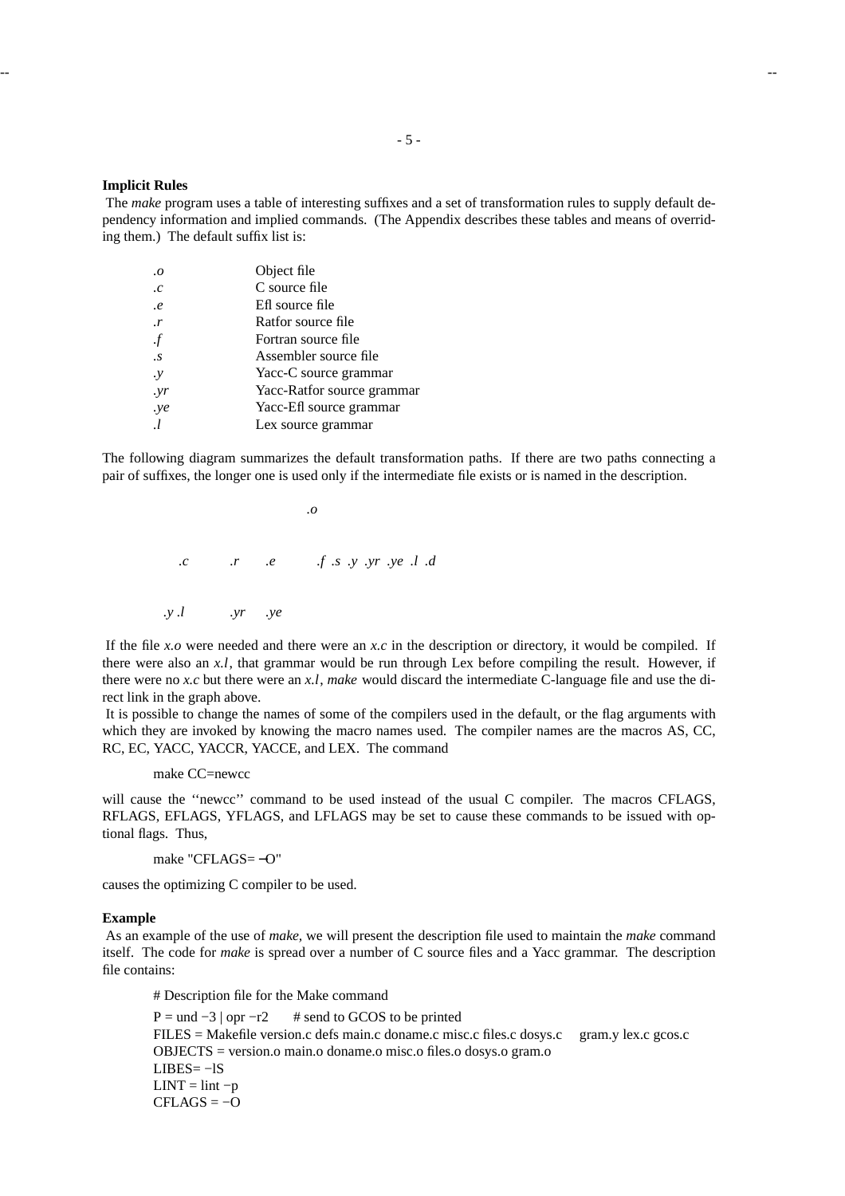**Implicit Rules**

The *make* program uses a table of interesting suffixes and a set of transformation rules to supply default dependency information and implied commands. (The Appendix describes these tables and means of overriding them.) The default suffix list is:

| | |
|---|---|
| *.o* | Object file |
| *.c* | C source file |
| *.e* | Efl source file |
| *.r* | Ratfor source file |
| *.f* | Fortran source file |
| *.s* | Assembler source file |
| *.y* | Yacc-C source grammar |
| *.yr* | Yacc-Ratfor source grammar |
| *.ye* | Yacc-Efl source grammar |
| *.l* | Lex source grammar |

The following diagram summarizes the default transformation paths. If there are two paths connecting a pair of suffixes, the longer one is used only if the intermediate file exists or is named in the description.

```
                    .o

    .c      .r     .e      .f  .s  .y  .yr  .ye  .l  .d

   .y .l    .yr    .ye
```

If the file *x.o* were needed and there were an *x.c* in the description or directory, it would be compiled. If there were also an *x.l*, that grammar would be run through Lex before compiling the result. However, if there were no *x.c* but there were an *x.l*, *make* would discard the intermediate C-language file and use the direct link in the graph above.

It is possible to change the names of some of the compilers used in the default, or the flag arguments with which they are invoked by knowing the macro names used. The compiler names are the macros AS, CC, RC, EC, YACC, YACCR, YACCE, and LEX. The command

```
make CC=newcc
```

will cause the ''newcc'' command to be used instead of the usual C compiler. The macros CFLAGS, RFLAGS, EFLAGS, YFLAGS, and LFLAGS may be set to cause these commands to be issued with optional flags. Thus,

```
make "CFLAGS=−O"
```

causes the optimizing C compiler to be used.

**Example**

As an example of the use of *make*, we will present the description file used to maintain the *make* command itself. The code for *make* is spread over a number of C source files and a Yacc grammar. The description file contains:

```
# Description file for the Make command

P = und −3 | opr −r2      # send to GCOS to be printed
FILES = Makefile version.c defs main.c doname.c misc.c files.c dosys.c    gram.y lex.c gcos.c
OBJECTS = version.o main.o doname.o misc.o files.o dosys.o gram.o
LIBES= −lS
LINT = lint −p
CFLAGS = −O
```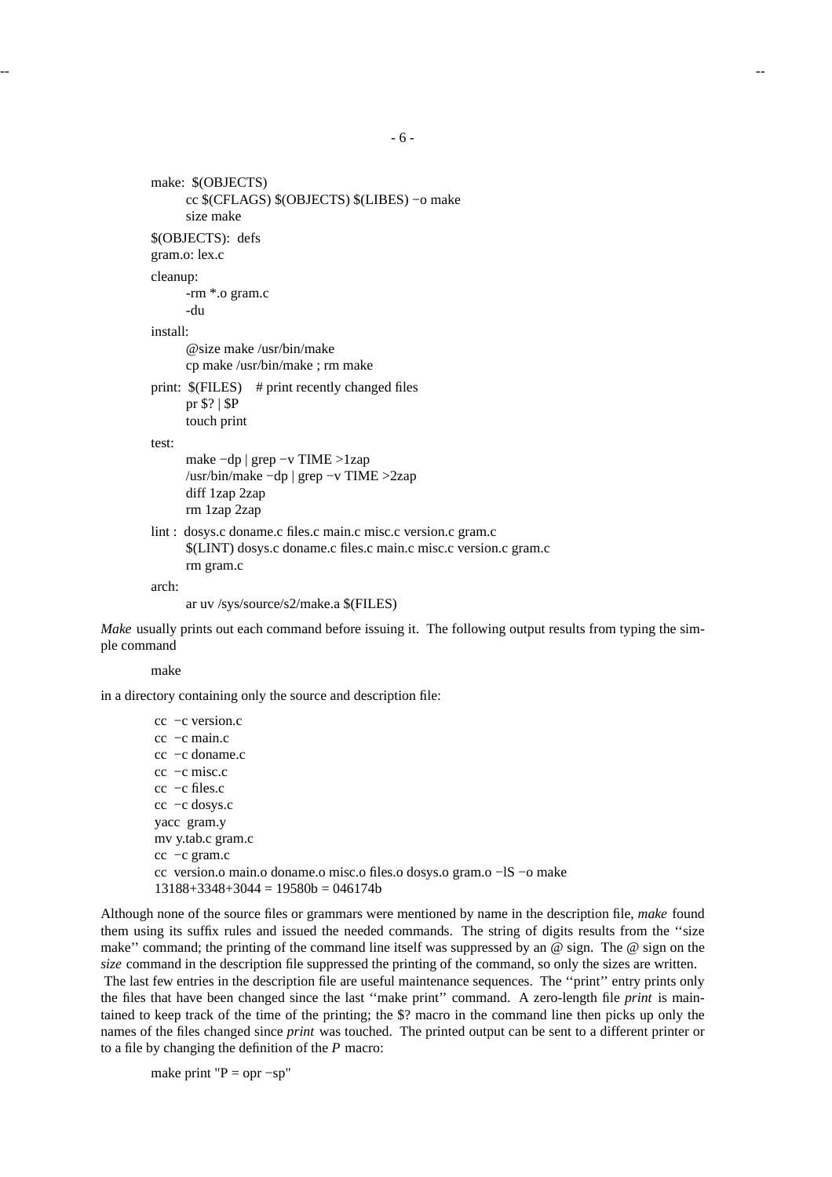```
make:  $(OBJECTS)
        cc $(CFLAGS) $(OBJECTS) $(LIBES) −o make
        size make

$(OBJECTS):  defs
gram.o: lex.c

cleanup:
        -rm *.o gram.c
        -du

install:
        @size make /usr/bin/make
        cp make /usr/bin/make ; rm make

print:  $(FILES)    # print recently changed files
        pr $? | $P
        touch print

test:
        make −dp | grep −v TIME >1zap
        /usr/bin/make −dp | grep −v TIME >2zap
        diff 1zap 2zap
        rm 1zap 2zap

lint :  dosys.c doname.c files.c main.c misc.c version.c gram.c
        $(LINT) dosys.c doname.c files.c main.c misc.c version.c gram.c
        rm gram.c

arch:
        ar uv /sys/source/s2/make.a $(FILES)
```

*Make* usually prints out each command before issuing it. The following output results from typing the simple command

```
make
```

in a directory containing only the source and description file:

```
cc  −c version.c
cc  −c main.c
cc  −c doname.c
cc  −c misc.c
cc  −c files.c
cc  −c dosys.c
yacc  gram.y
mv y.tab.c gram.c
cc  −c gram.c
cc  version.o main.o doname.o misc.o files.o dosys.o gram.o −lS −o make
13188+3348+3044 = 19580b = 046174b
```

Although none of the source files or grammars were mentioned by name in the description file, *make* found them using its suffix rules and issued the needed commands. The string of digits results from the ''size make'' command; the printing of the command line itself was suppressed by an @ sign. The @ sign on the *size* command in the description file suppressed the printing of the command, so only the sizes are written.

The last few entries in the description file are useful maintenance sequences. The ''print'' entry prints only the files that have been changed since the last ''make print'' command. A zero-length file *print* is maintained to keep track of the time of the printing; the $? macro in the command line then picks up only the names of the files changed since *print* was touched. The printed output can be sent to a different printer or to a file by changing the definition of the *P* macro:

```
make print "P = opr −sp"
```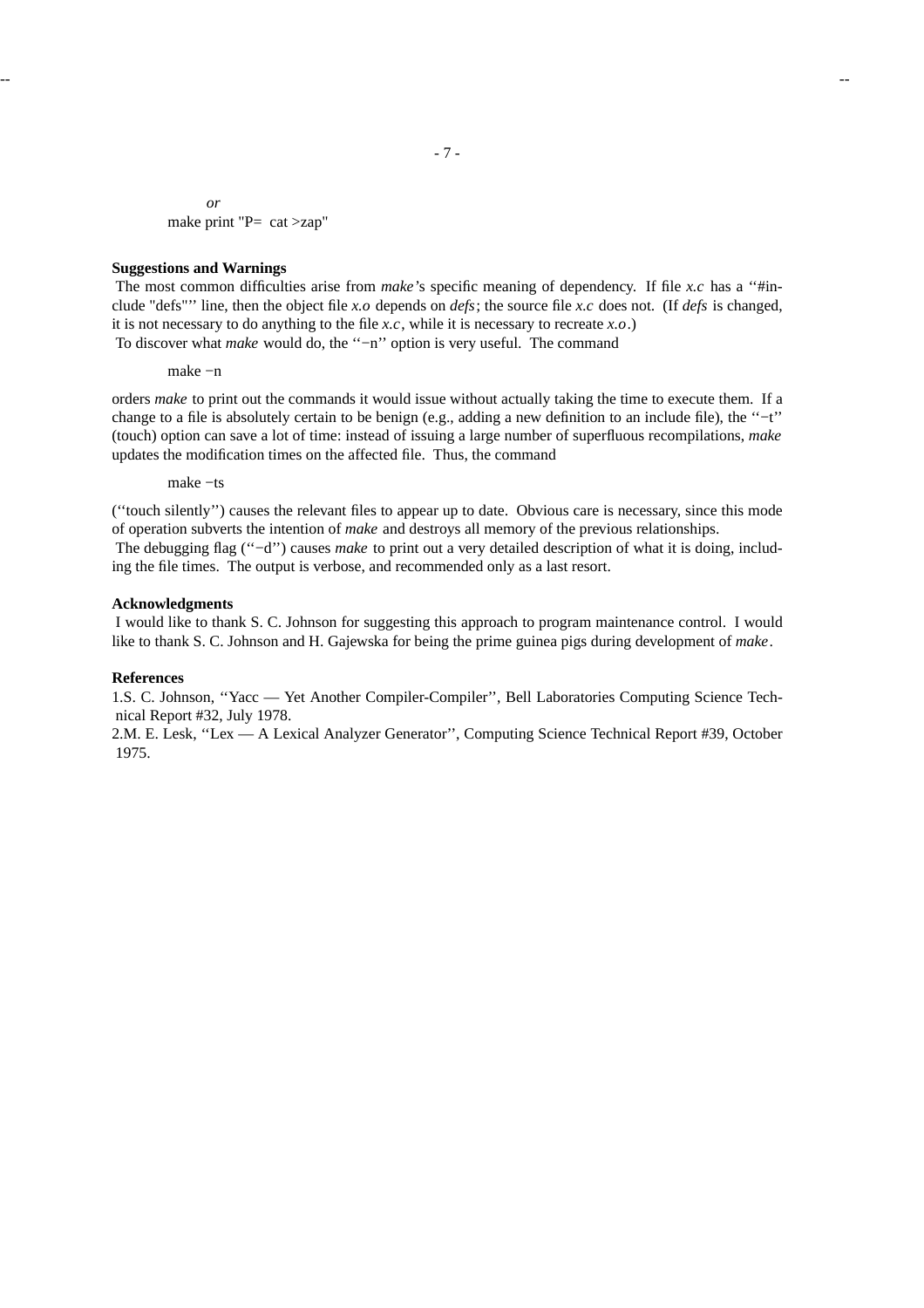*or*

```
make print "P= cat >zap"
```

**Suggestions and Warnings**

The most common difficulties arise from *make*'s specific meaning of dependency. If file *x.c* has a ''#include "defs"'' line, then the object file *x.o* depends on *defs*; the source file *x.c* does not. (If *defs* is changed, it is not necessary to do anything to the file *x.c*, while it is necessary to recreate *x.o*.)

To discover what *make* would do, the ''−n'' option is very useful. The command

```
make −n
```

orders *make* to print out the commands it would issue without actually taking the time to execute them. If a change to a file is absolutely certain to be benign (e.g., adding a new definition to an include file), the ''−t'' (touch) option can save a lot of time: instead of issuing a large number of superfluous recompilations, *make* updates the modification times on the affected file. Thus, the command

```
make −ts
```

(''touch silently'') causes the relevant files to appear up to date. Obvious care is necessary, since this mode of operation subverts the intention of *make* and destroys all memory of the previous relationships.

The debugging flag (''−d'') causes *make* to print out a very detailed description of what it is doing, including the file times. The output is verbose, and recommended only as a last resort.

**Acknowledgments**

I would like to thank S. C. Johnson for suggesting this approach to program maintenance control. I would like to thank S. C. Johnson and H. Gajewska for being the prime guinea pigs during development of *make*.

**References**

1. S. C. Johnson, ''Yacc — Yet Another Compiler-Compiler'', Bell Laboratories Computing Science Technical Report #32, July 1978.
2. M. E. Lesk, ''Lex — A Lexical Analyzer Generator'', Computing Science Technical Report #39, October 1975.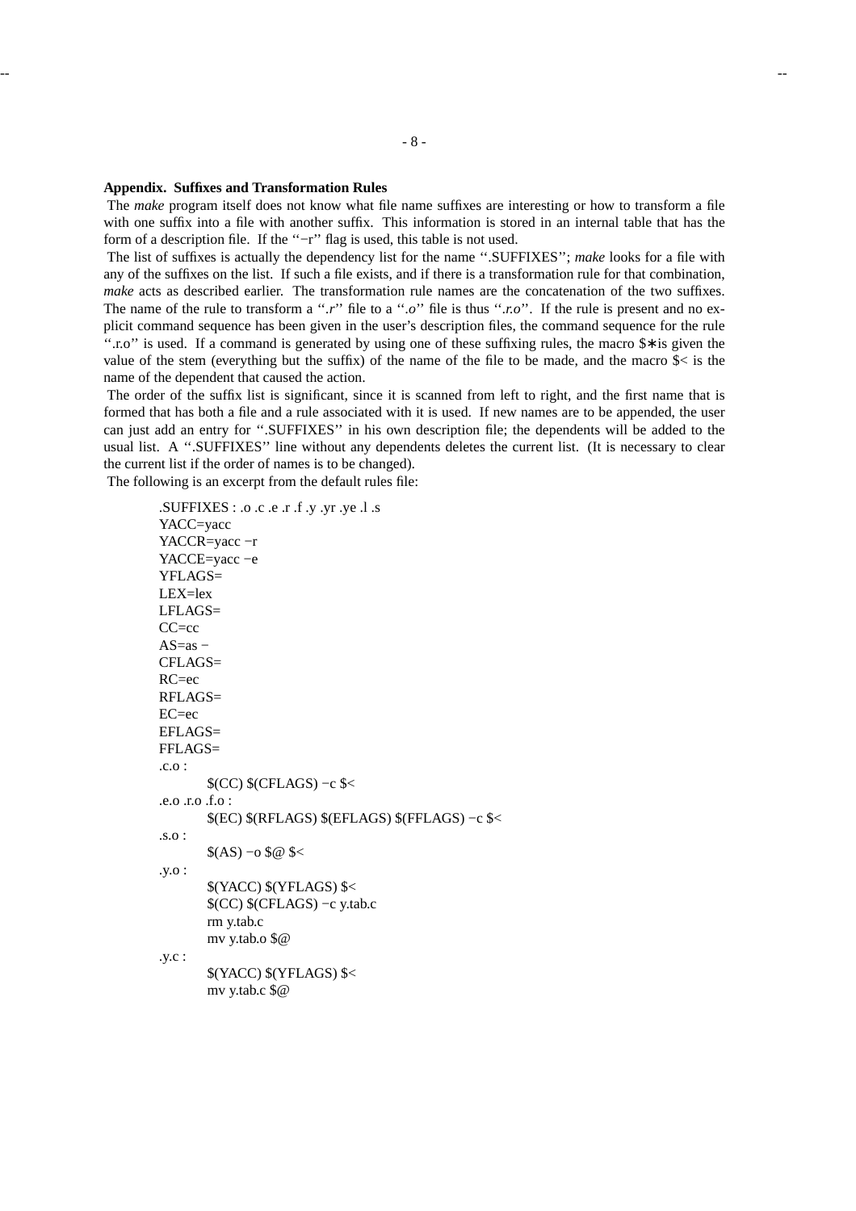## Appendix. Suffixes and Transformation Rules

The *make* program itself does not know what file name suffixes are interesting or how to transform a file with one suffix into a file with another suffix. This information is stored in an internal table that has the form of a description file. If the ‘‘−r’’ flag is used, this table is not used.

The list of suffixes is actually the dependency list for the name ‘‘.SUFFIXES’’; *make* looks for a file with any of the suffixes on the list. If such a file exists, and if there is a transformation rule for that combination, *make* acts as described earlier. The transformation rule names are the concatenation of the two suffixes. The name of the rule to transform a ‘‘*.r*’’ file to a ‘‘*.o*’’ file is thus ‘‘*.r.o*’’. If the rule is present and no explicit command sequence has been given in the user’s description files, the command sequence for the rule ‘‘.r.o’’ is used. If a command is generated by using one of these suffixing rules, the macro $∗ is given the value of the stem (everything but the suffix) of the name of the file to be made, and the macro $< is the name of the dependent that caused the action.

The order of the suffix list is significant, since it is scanned from left to right, and the first name that is formed that has both a file and a rule associated with it is used. If new names are to be appended, the user can just add an entry for ‘‘.SUFFIXES’’ in his own description file; the dependents will be added to the usual list. A ‘‘.SUFFIXES’’ line without any dependents deletes the current list. (It is necessary to clear the current list if the order of names is to be changed).

The following is an excerpt from the default rules file:

```
.SUFFIXES : .o .c .e .r .f .y .yr .ye .l .s
YACC=yacc
YACCR=yacc −r
YACCE=yacc −e
YFLAGS=
LEX=lex
LFLAGS=
CC=cc
AS=as −
CFLAGS=
RC=ec
RFLAGS=
EC=ec
EFLAGS=
FFLAGS=
.c.o :
        $(CC) $(CFLAGS) −c $<
.e.o .r.o .f.o :
        $(EC) $(RFLAGS) $(EFLAGS) $(FFLAGS) −c $<
.s.o :
        $(AS) −o $@ $<
.y.o :
        $(YACC) $(YFLAGS) $<
        $(CC) $(CFLAGS) −c y.tab.c
        rm y.tab.c
        mv y.tab.o $@
.y.c :
        $(YACC) $(YFLAGS) $<
        mv y.tab.c $@
```